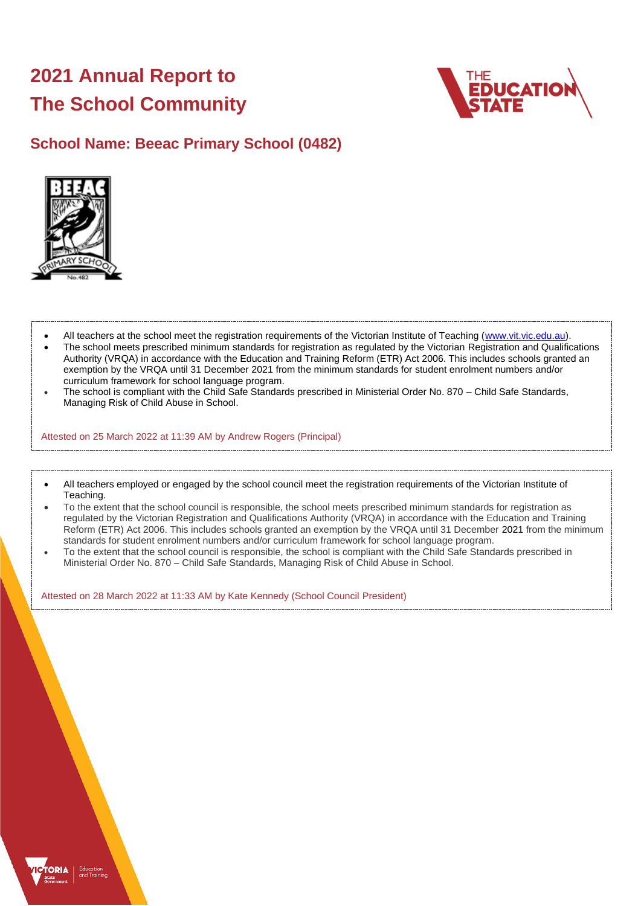# 2021 Annual Report to The School Community

## School Name: Beeac Primary School (0482)

- All teachers at the school meet the registration requirements of the Victorian Institute of Teaching (www.vit.vic.edu.au).
- The school meets prescribed minimum standards for registration as regulated by the Victorian Registration and Qualifications Authority (VRQA) in accordance with the Education and Training Reform (ETR) Act 2006. This includes schools granted an exemption by the VRQA until 31 December 2021 from the minimum standards for student enrolment numbers and/or curriculum framework for school language program.
- The school is compliant with the Child Safe Standards prescribed in Ministerial Order No. 870 – Child Safe Standards, Managing Risk of Child Abuse in School.

Attested on 25 March 2022 at 11:39 AM by Andrew Rogers (Principal)

- All teachers employed or engaged by the school council meet the registration requirements of the Victorian Institute of Teaching.
- To the extent that the school council is responsible, the school meets prescribed minimum standards for registration as regulated by the Victorian Registration and Qualifications Authority (VRQA) in accordance with the Education and Training Reform (ETR) Act 2006. This includes schools granted an exemption by the VRQA until 31 December 2021 from the minimum standards for student enrolment numbers and/or curriculum framework for school language program.
- To the extent that the school council is responsible, the school is compliant with the Child Safe Standards prescribed in Ministerial Order No. 870 – Child Safe Standards, Managing Risk of Child Abuse in School.

Attested on 28 March 2022 at 11:33 AM by Kate Kennedy (School Council President)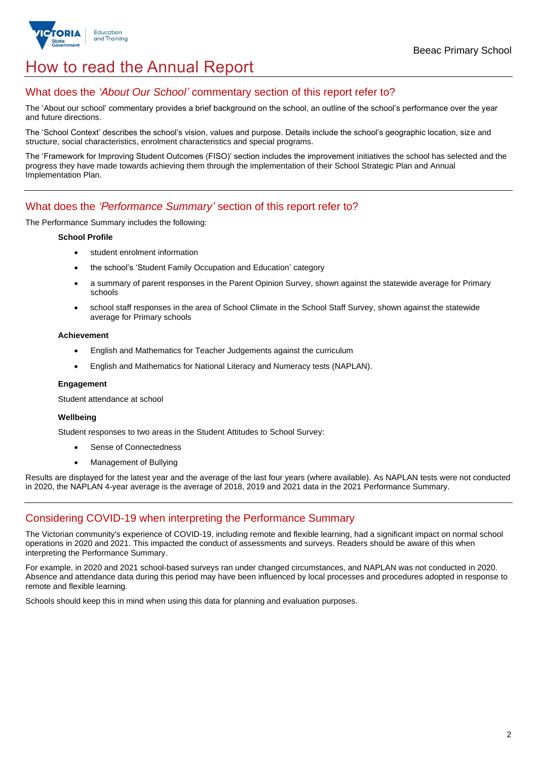# How to read the Annual Report

## What does the *'About Our School'* commentary section of this report refer to?

The 'About our school' commentary provides a brief background on the school, an outline of the school's performance over the year and future directions.

The 'School Context' describes the school's vision, values and purpose. Details include the school's geographic location, size and structure, social characteristics, enrolment characteristics and special programs.

The 'Framework for Improving Student Outcomes (FISO)' section includes the improvement initiatives the school has selected and the progress they have made towards achieving them through the implementation of their School Strategic Plan and Annual Implementation Plan.

## What does the *'Performance Summary'* section of this report refer to?

The Performance Summary includes the following:

**School Profile**

- student enrolment information
- the school's 'Student Family Occupation and Education' category
- a summary of parent responses in the Parent Opinion Survey, shown against the statewide average for Primary schools
- school staff responses in the area of School Climate in the School Staff Survey, shown against the statewide average for Primary schools

**Achievement**

- English and Mathematics for Teacher Judgements against the curriculum
- English and Mathematics for National Literacy and Numeracy tests (NAPLAN).

**Engagement**

Student attendance at school

**Wellbeing**

Student responses to two areas in the Student Attitudes to School Survey:

- Sense of Connectedness
- Management of Bullying

Results are displayed for the latest year and the average of the last four years (where available). As NAPLAN tests were not conducted in 2020, the NAPLAN 4-year average is the average of 2018, 2019 and 2021 data in the 2021 Performance Summary.

## Considering COVID-19 when interpreting the Performance Summary

The Victorian community's experience of COVID-19, including remote and flexible learning, had a significant impact on normal school operations in 2020 and 2021. This impacted the conduct of assessments and surveys. Readers should be aware of this when interpreting the Performance Summary.

For example, in 2020 and 2021 school-based surveys ran under changed circumstances, and NAPLAN was not conducted in 2020. Absence and attendance data during this period may have been influenced by local processes and procedures adopted in response to remote and flexible learning.

Schools should keep this in mind when using this data for planning and evaluation purposes.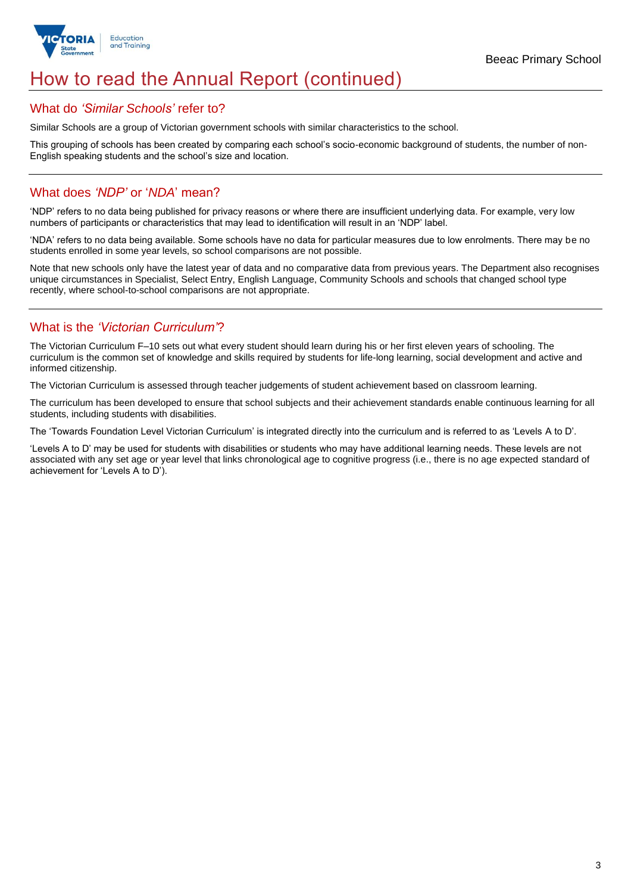# How to read the Annual Report (continued)

## What do *'Similar Schools'* refer to?

Similar Schools are a group of Victorian government schools with similar characteristics to the school.

This grouping of schools has been created by comparing each school's socio-economic background of students, the number of non-English speaking students and the school's size and location.

## What does *'NDP'* or '*NDA*' mean?

'NDP' refers to no data being published for privacy reasons or where there are insufficient underlying data. For example, very low numbers of participants or characteristics that may lead to identification will result in an 'NDP' label.

'NDA' refers to no data being available. Some schools have no data for particular measures due to low enrolments. There may be no students enrolled in some year levels, so school comparisons are not possible.

Note that new schools only have the latest year of data and no comparative data from previous years. The Department also recognises unique circumstances in Specialist, Select Entry, English Language, Community Schools and schools that changed school type recently, where school-to-school comparisons are not appropriate.

## What is the *'Victorian Curriculum'*?

The Victorian Curriculum F–10 sets out what every student should learn during his or her first eleven years of schooling. The curriculum is the common set of knowledge and skills required by students for life-long learning, social development and active and informed citizenship.

The Victorian Curriculum is assessed through teacher judgements of student achievement based on classroom learning.

The curriculum has been developed to ensure that school subjects and their achievement standards enable continuous learning for all students, including students with disabilities.

The 'Towards Foundation Level Victorian Curriculum' is integrated directly into the curriculum and is referred to as 'Levels A to D'.

'Levels A to D' may be used for students with disabilities or students who may have additional learning needs. These levels are not associated with any set age or year level that links chronological age to cognitive progress (i.e., there is no age expected standard of achievement for 'Levels A to D').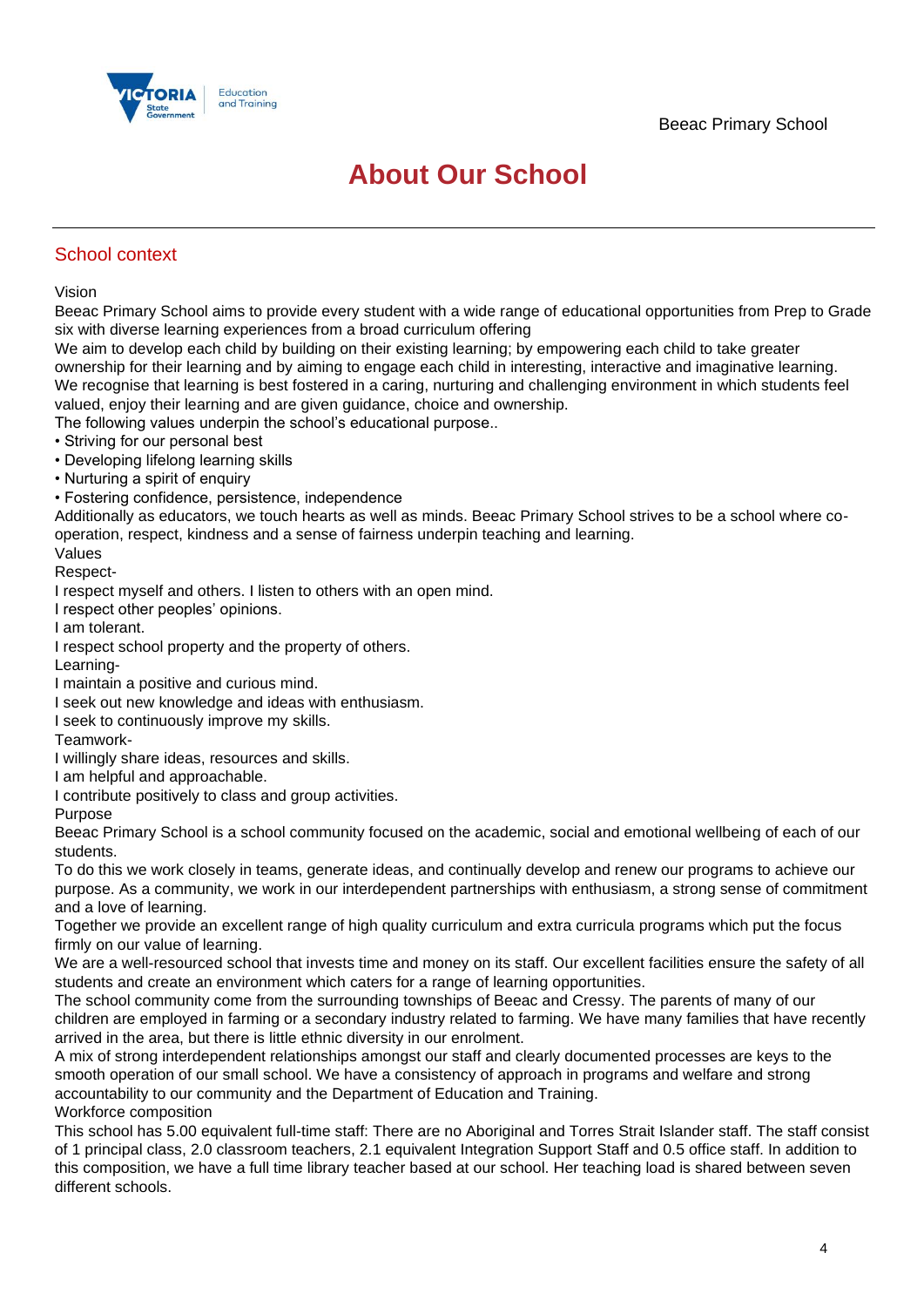# About Our School

## School context

Vision

Beeac Primary School aims to provide every student with a wide range of educational opportunities from Prep to Grade six with diverse learning experiences from a broad curriculum offering

We aim to develop each child by building on their existing learning; by empowering each child to take greater ownership for their learning and by aiming to engage each child in interesting, interactive and imaginative learning.

We recognise that learning is best fostered in a caring, nurturing and challenging environment in which students feel valued, enjoy their learning and are given guidance, choice and ownership.

The following values underpin the school's educational purpose..

- Striving for our personal best
- Developing lifelong learning skills
- Nurturing a spirit of enquiry
- Fostering confidence, persistence, independence

Additionally as educators, we touch hearts as well as minds. Beeac Primary School strives to be a school where co-operation, respect, kindness and a sense of fairness underpin teaching and learning.

Values

Respect-

I respect myself and others. I listen to others with an open mind.

I respect other peoples' opinions.

I am tolerant.

I respect school property and the property of others.

Learning-

I maintain a positive and curious mind.

I seek out new knowledge and ideas with enthusiasm.

I seek to continuously improve my skills.

Teamwork-

I willingly share ideas, resources and skills.

I am helpful and approachable.

I contribute positively to class and group activities.

Purpose

Beeac Primary School is a school community focused on the academic, social and emotional wellbeing of each of our students.

To do this we work closely in teams, generate ideas, and continually develop and renew our programs to achieve our purpose. As a community, we work in our interdependent partnerships with enthusiasm, a strong sense of commitment and a love of learning.

Together we provide an excellent range of high quality curriculum and extra curricula programs which put the focus firmly on our value of learning.

We are a well-resourced school that invests time and money on its staff. Our excellent facilities ensure the safety of all students and create an environment which caters for a range of learning opportunities.

The school community come from the surrounding townships of Beeac and Cressy. The parents of many of our children are employed in farming or a secondary industry related to farming. We have many families that have recently arrived in the area, but there is little ethnic diversity in our enrolment.

A mix of strong interdependent relationships amongst our staff and clearly documented processes are keys to the smooth operation of our small school. We have a consistency of approach in programs and welfare and strong accountability to our community and the Department of Education and Training.

Workforce composition

This school has 5.00 equivalent full-time staff: There are no Aboriginal and Torres Strait Islander staff. The staff consist of 1 principal class, 2.0 classroom teachers, 2.1 equivalent Integration Support Staff and 0.5 office staff. In addition to this composition, we have a full time library teacher based at our school. Her teaching load is shared between seven different schools.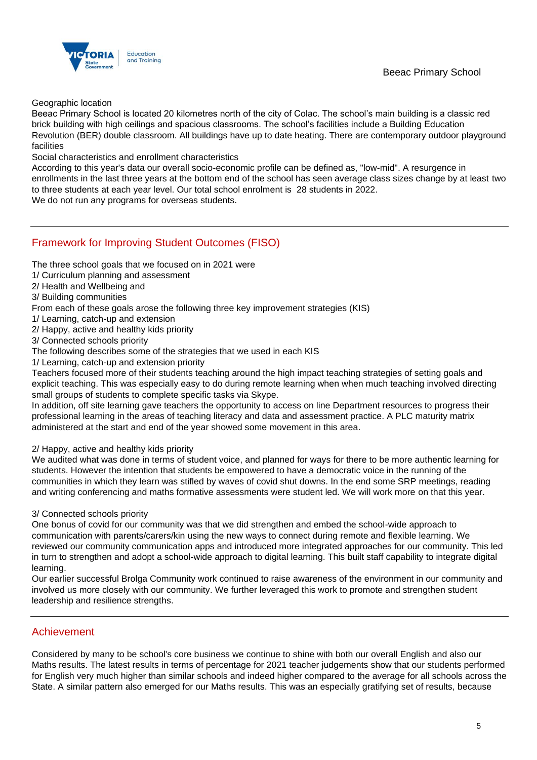Geographic location

Beeac Primary School is located 20 kilometres north of the city of Colac. The school's main building is a classic red brick building with high ceilings and spacious classrooms. The school's facilities include a Building Education Revolution (BER) double classroom. All buildings have up to date heating. There are contemporary outdoor playground facilities

Social characteristics and enrollment characteristics

According to this year's data our overall socio-economic profile can be defined as, "low-mid". A resurgence in enrollments in the last three years at the bottom end of the school has seen average class sizes change by at least two to three students at each year level. Our total school enrolment is 28 students in 2022.

We do not run any programs for overseas students.

## Framework for Improving Student Outcomes (FISO)

The three school goals that we focused on in 2021 were

1/ Curriculum planning and assessment

2/ Health and Wellbeing and

3/ Building communities

From each of these goals arose the following three key improvement strategies (KIS)

1/ Learning, catch-up and extension

2/ Happy, active and healthy kids priority

3/ Connected schools priority

The following describes some of the strategies that we used in each KIS

1/ Learning, catch-up and extension priority

Teachers focused more of their students teaching around the high impact teaching strategies of setting goals and explicit teaching. This was especially easy to do during remote learning when when much teaching involved directing small groups of students to complete specific tasks via Skype.

In addition, off site learning gave teachers the opportunity to access on line Department resources to progress their professional learning in the areas of teaching literacy and data and assessment practice. A PLC maturity matrix administered at the start and end of the year showed some movement in this area.

2/ Happy, active and healthy kids priority

We audited what was done in terms of student voice, and planned for ways for there to be more authentic learning for students. However the intention that students be empowered to have a democratic voice in the running of the communities in which they learn was stifled by waves of covid shut downs. In the end some SRP meetings, reading and writing conferencing and maths formative assessments were student led. We will work more on that this year.

3/ Connected schools priority

One bonus of covid for our community was that we did strengthen and embed the school-wide approach to communication with parents/carers/kin using the new ways to connect during remote and flexible learning. We reviewed our community communication apps and introduced more integrated approaches for our community. This led in turn to strengthen and adopt a school-wide approach to digital learning. This built staff capability to integrate digital learning.

Our earlier successful Brolga Community work continued to raise awareness of the environment in our community and involved us more closely with our community. We further leveraged this work to promote and strengthen student leadership and resilience strengths.

## Achievement

Considered by many to be school's core business we continue to shine with both our overall English and also our Maths results. The latest results in terms of percentage for 2021 teacher judgements show that our students performed for English very much higher than similar schools and indeed higher compared to the average for all schools across the State. A similar pattern also emerged for our Maths results. This was an especially gratifying set of results, because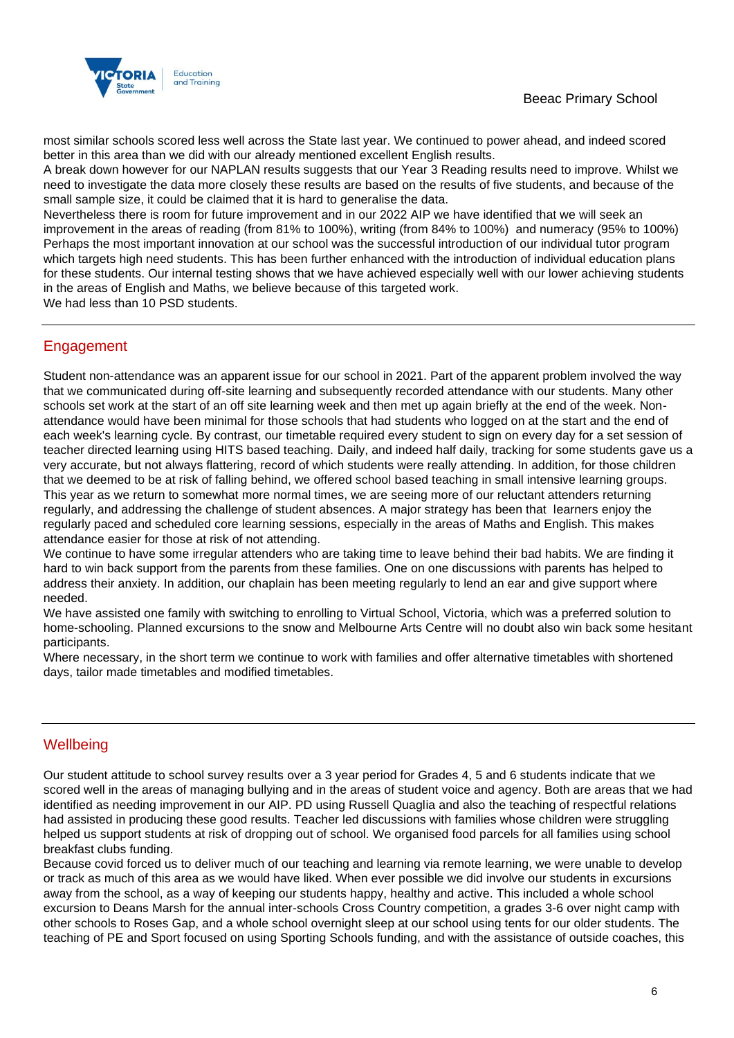most similar schools scored less well across the State last year. We continued to power ahead, and indeed scored better in this area than we did with our already mentioned excellent English results.
A break down however for our NAPLAN results suggests that our Year 3 Reading results need to improve. Whilst we need to investigate the data more closely these results are based on the results of five students, and because of the small sample size, it could be claimed that it is hard to generalise the data.
Nevertheless there is room for future improvement and in our 2022 AIP we have identified that we will seek an improvement in the areas of reading (from 81% to 100%), writing (from 84% to 100%) and numeracy (95% to 100%)
Perhaps the most important innovation at our school was the successful introduction of our individual tutor program which targets high need students. This has been further enhanced with the introduction of individual education plans for these students. Our internal testing shows that we have achieved especially well with our lower achieving students in the areas of English and Maths, we believe because of this targeted work.
We had less than 10 PSD students.

## Engagement

Student non-attendance was an apparent issue for our school in 2021. Part of the apparent problem involved the way that we communicated during off-site learning and subsequently recorded attendance with our students. Many other schools set work at the start of an off site learning week and then met up again briefly at the end of the week. Non-attendance would have been minimal for those schools that had students who logged on at the start and the end of each week's learning cycle. By contrast, our timetable required every student to sign on every day for a set session of teacher directed learning using HITS based teaching. Daily, and indeed half daily, tracking for some students gave us a very accurate, but not always flattering, record of which students were really attending. In addition, for those children that we deemed to be at risk of falling behind, we offered school based teaching in small intensive learning groups.
This year as we return to somewhat more normal times, we are seeing more of our reluctant attenders returning regularly, and addressing the challenge of student absences. A major strategy has been that learners enjoy the regularly paced and scheduled core learning sessions, especially in the areas of Maths and English. This makes attendance easier for those at risk of not attending.
We continue to have some irregular attenders who are taking time to leave behind their bad habits. We are finding it hard to win back support from the parents from these families. One on one discussions with parents has helped to address their anxiety. In addition, our chaplain has been meeting regularly to lend an ear and give support where needed.
We have assisted one family with switching to enrolling to Virtual School, Victoria, which was a preferred solution to home-schooling. Planned excursions to the snow and Melbourne Arts Centre will no doubt also win back some hesitant participants.
Where necessary, in the short term we continue to work with families and offer alternative timetables with shortened days, tailor made timetables and modified timetables.

## Wellbeing

Our student attitude to school survey results over a 3 year period for Grades 4, 5 and 6 students indicate that we scored well in the areas of managing bullying and in the areas of student voice and agency. Both are areas that we had identified as needing improvement in our AIP. PD using Russell Quaglia and also the teaching of respectful relations had assisted in producing these good results. Teacher led discussions with families whose children were struggling helped us support students at risk of dropping out of school. We organised food parcels for all families using school breakfast clubs funding.
Because covid forced us to deliver much of our teaching and learning via remote learning, we were unable to develop or track as much of this area as we would have liked. When ever possible we did involve our students in excursions away from the school, as a way of keeping our students happy, healthy and active. This included a whole school excursion to Deans Marsh for the annual inter-schools Cross Country competition, a grades 3-6 over night camp with other schools to Roses Gap, and a whole school overnight sleep at our school using tents for our older students. The teaching of PE and Sport focused on using Sporting Schools funding, and with the assistance of outside coaches, this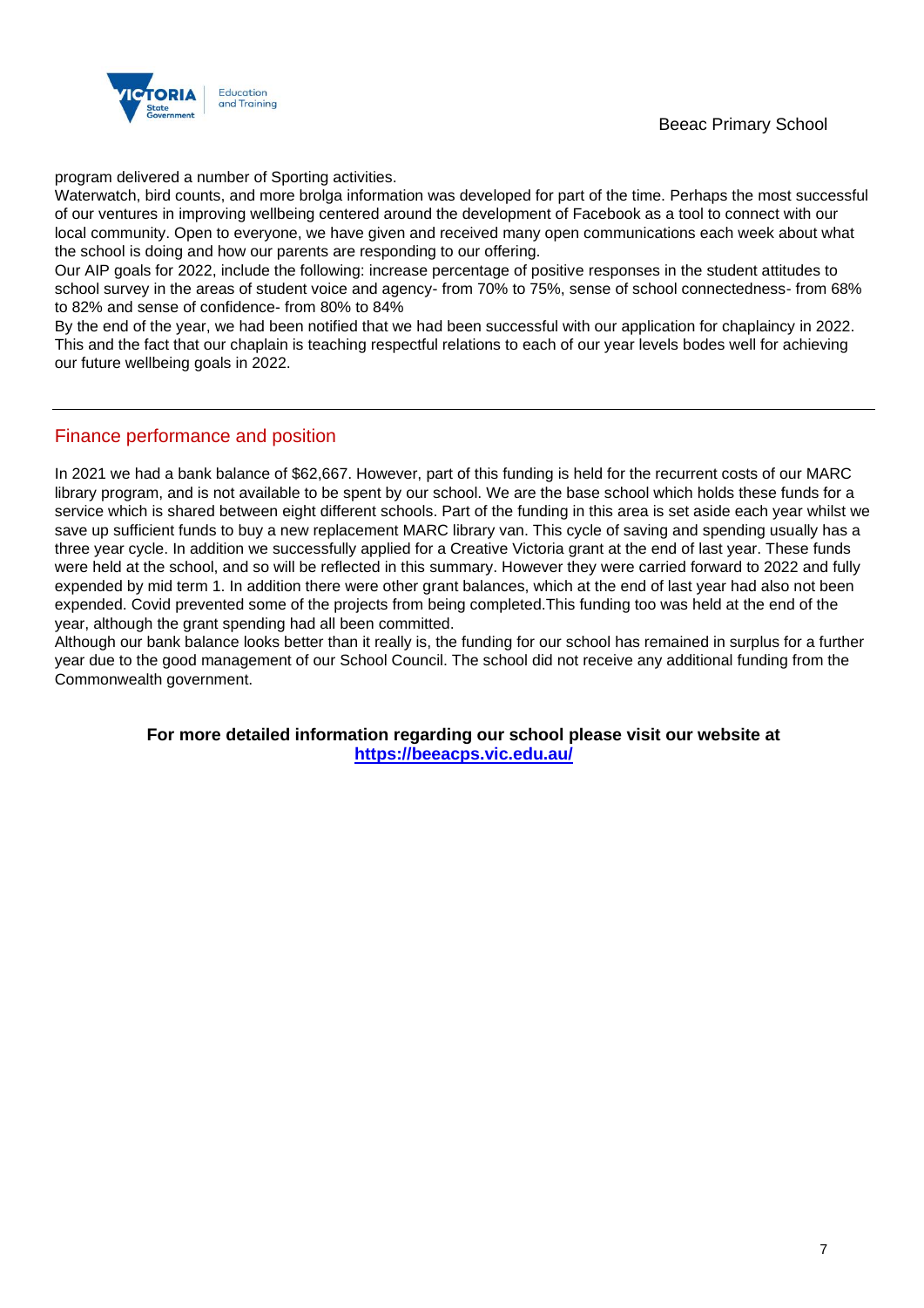program delivered a number of Sporting activities.

Waterwatch, bird counts, and more brolga information was developed for part of the time. Perhaps the most successful of our ventures in improving wellbeing centered around the development of Facebook as a tool to connect with our local community. Open to everyone, we have given and received many open communications each week about what the school is doing and how our parents are responding to our offering.

Our AIP goals for 2022, include the following: increase percentage of positive responses in the student attitudes to school survey in the areas of student voice and agency- from 70% to 75%, sense of school connectedness- from 68% to 82% and sense of confidence- from 80% to 84%

By the end of the year, we had been notified that we had been successful with our application for chaplaincy in 2022. This and the fact that our chaplain is teaching respectful relations to each of our year levels bodes well for achieving our future wellbeing goals in 2022.

---

## Finance performance and position

In 2021 we had a bank balance of $62,667. However, part of this funding is held for the recurrent costs of our MARC library program, and is not available to be spent by our school. We are the base school which holds these funds for a service which is shared between eight different schools. Part of the funding in this area is set aside each year whilst we save up sufficient funds to buy a new replacement MARC library van. This cycle of saving and spending usually has a three year cycle. In addition we successfully applied for a Creative Victoria grant at the end of last year. These funds were held at the school, and so will be reflected in this summary. However they were carried forward to 2022 and fully expended by mid term 1. In addition there were other grant balances, which at the end of last year had also not been expended. Covid prevented some of the projects from being completed.This funding too was held at the end of the year, although the grant spending had all been committed.

Although our bank balance looks better than it really is, the funding for our school has remained in surplus for a further year due to the good management of our School Council. The school did not receive any additional funding from the Commonwealth government.

**For more detailed information regarding our school please visit our website at**
**[https://beeacps.vic.edu.au/](https://beeacps.vic.edu.au/)**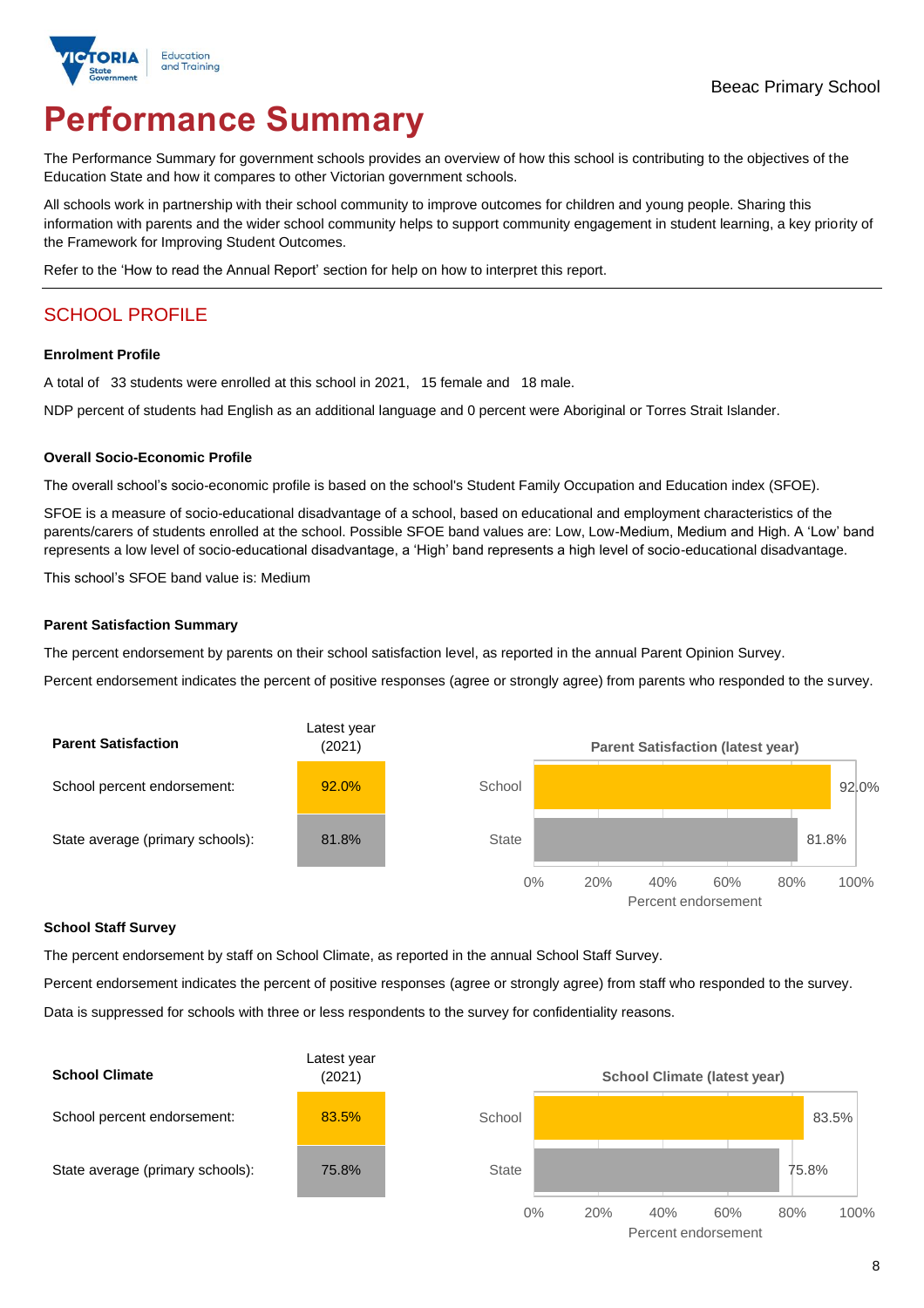Beeac Primary School

# Performance Summary

The Performance Summary for government schools provides an overview of how this school is contributing to the objectives of the Education State and how it compares to other Victorian government schools.

All schools work in partnership with their school community to improve outcomes for children and young people. Sharing this information with parents and the wider school community helps to support community engagement in student learning, a key priority of the Framework for Improving Student Outcomes.

Refer to the 'How to read the Annual Report' section for help on how to interpret this report.

## SCHOOL PROFILE

### Enrolment Profile

A total of 33 students were enrolled at this school in 2021, 15 female and 18 male.

NDP percent of students had English as an additional language and 0 percent were Aboriginal or Torres Strait Islander.

### Overall Socio-Economic Profile

The overall school's socio-economic profile is based on the school's Student Family Occupation and Education index (SFOE).

SFOE is a measure of socio-educational disadvantage of a school, based on educational and employment characteristics of the parents/carers of students enrolled at the school. Possible SFOE band values are: Low, Low-Medium, Medium and High. A 'Low' band represents a low level of socio-educational disadvantage, a 'High' band represents a high level of socio-educational disadvantage.

This school's SFOE band value is: Medium

### Parent Satisfaction Summary

The percent endorsement by parents on their school satisfaction level, as reported in the annual Parent Opinion Survey.

Percent endorsement indicates the percent of positive responses (agree or strongly agree) from parents who responded to the survey.

| Parent Satisfaction | Latest year (2021) |
|---|---|
| School percent endorsement: | 92.0% |
| State average (primary schools): | 81.8% |

**Parent Satisfaction (latest year)**

| | Percent endorsement |
|---|---|
| School | 92.0% |
| State | 81.8% |

### School Staff Survey

The percent endorsement by staff on School Climate, as reported in the annual School Staff Survey.

Percent endorsement indicates the percent of positive responses (agree or strongly agree) from staff who responded to the survey.

Data is suppressed for schools with three or less respondents to the survey for confidentiality reasons.

| School Climate | Latest year (2021) |
|---|---|
| School percent endorsement: | 83.5% |
| State average (primary schools): | 75.8% |

**School Climate (latest year)**

| | Percent endorsement |
|---|---|
| School | 83.5% |
| State | 75.8% |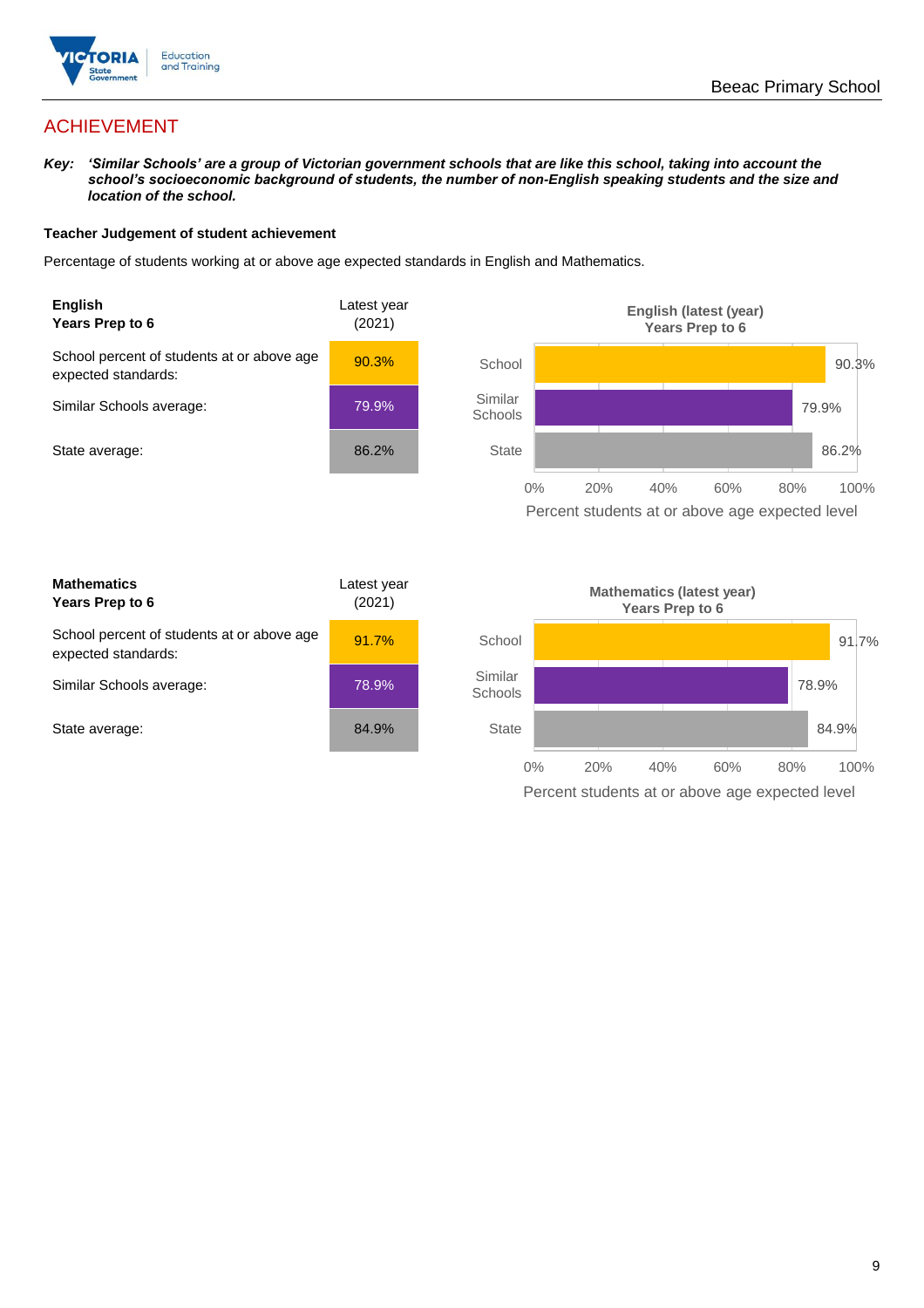## ACHIEVEMENT

***Key:*** ***'Similar Schools' are a group of Victorian government schools that are like this school, taking into account the school's socioeconomic background of students, the number of non-English speaking students and the size and location of the school.***

**Teacher Judgement of student achievement**

Percentage of students working at or above age expected standards in English and Mathematics.

| **English Years Prep to 6** | Latest year (2021) |
|---|---|
| School percent of students at or above age expected standards: | 90.3% |
| Similar Schools average: | 79.9% |
| State average: | 86.2% |

**English (latest (year) Years Prep to 6**

| | Percent students at or above age expected level |
|---|---|
| School | 90.3% |
| Similar Schools | 79.9% |
| State | 86.2% |

| **Mathematics Years Prep to 6** | Latest year (2021) |
|---|---|
| School percent of students at or above age expected standards: | 91.7% |
| Similar Schools average: | 78.9% |
| State average: | 84.9% |

**Mathematics (latest year) Years Prep to 6**

| | Percent students at or above age expected level |
|---|---|
| School | 91.7% |
| Similar Schools | 78.9% |
| State | 84.9% |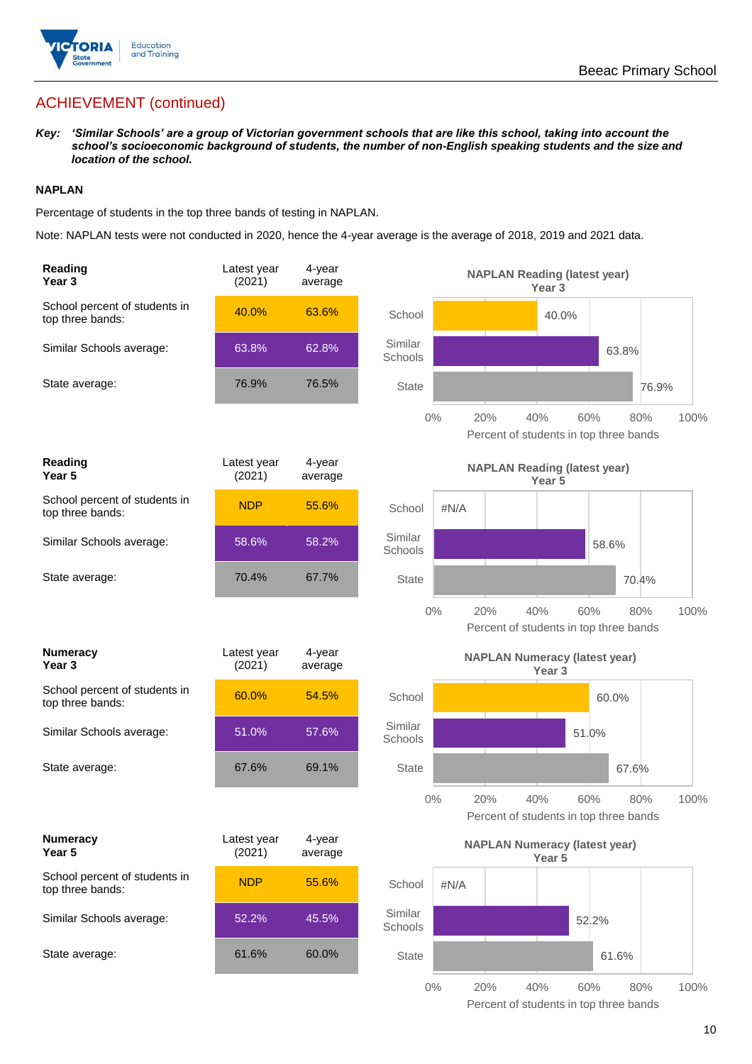Beeac Primary School

## ACHIEVEMENT (continued)

***Key:*** ***'Similar Schools' are a group of Victorian government schools that are like this school, taking into account the school's socioeconomic background of students, the number of non-English speaking students and the size and location of the school.***

### NAPLAN

Percentage of students in the top three bands of testing in NAPLAN.

Note: NAPLAN tests were not conducted in 2020, hence the 4-year average is the average of 2018, 2019 and 2021 data.

| Reading Year 3 | Latest year (2021) | 4-year average |
|---|---|---|
| School percent of students in top three bands: | 40.0% | 63.6% |
| Similar Schools average: | 63.8% | 62.8% |
| State average: | 76.9% | 76.5% |

**NAPLAN Reading (latest year) Year 3**

School: 40.0%; Similar Schools: 63.8%; State: 76.9%

Percent of students in top three bands

| Reading Year 5 | Latest year (2021) | 4-year average |
|---|---|---|
| School percent of students in top three bands: | NDP | 55.6% |
| Similar Schools average: | 58.6% | 58.2% |
| State average: | 70.4% | 67.7% |

**NAPLAN Reading (latest year) Year 5**

School: #N/A; Similar Schools: 58.6%; State: 70.4%

Percent of students in top three bands

| Numeracy Year 3 | Latest year (2021) | 4-year average |
|---|---|---|
| School percent of students in top three bands: | 60.0% | 54.5% |
| Similar Schools average: | 51.0% | 57.6% |
| State average: | 67.6% | 69.1% |

**NAPLAN Numeracy (latest year) Year 3**

School: 60.0%; Similar Schools: 51.0%; State: 67.6%

Percent of students in top three bands

| Numeracy Year 5 | Latest year (2021) | 4-year average |
|---|---|---|
| School percent of students in top three bands: | NDP | 55.6% |
| Similar Schools average: | 52.2% | 45.5% |
| State average: | 61.6% | 60.0% |

**NAPLAN Numeracy (latest year) Year 5**

School: #N/A; Similar Schools: 52.2%; State: 61.6%

Percent of students in top three bands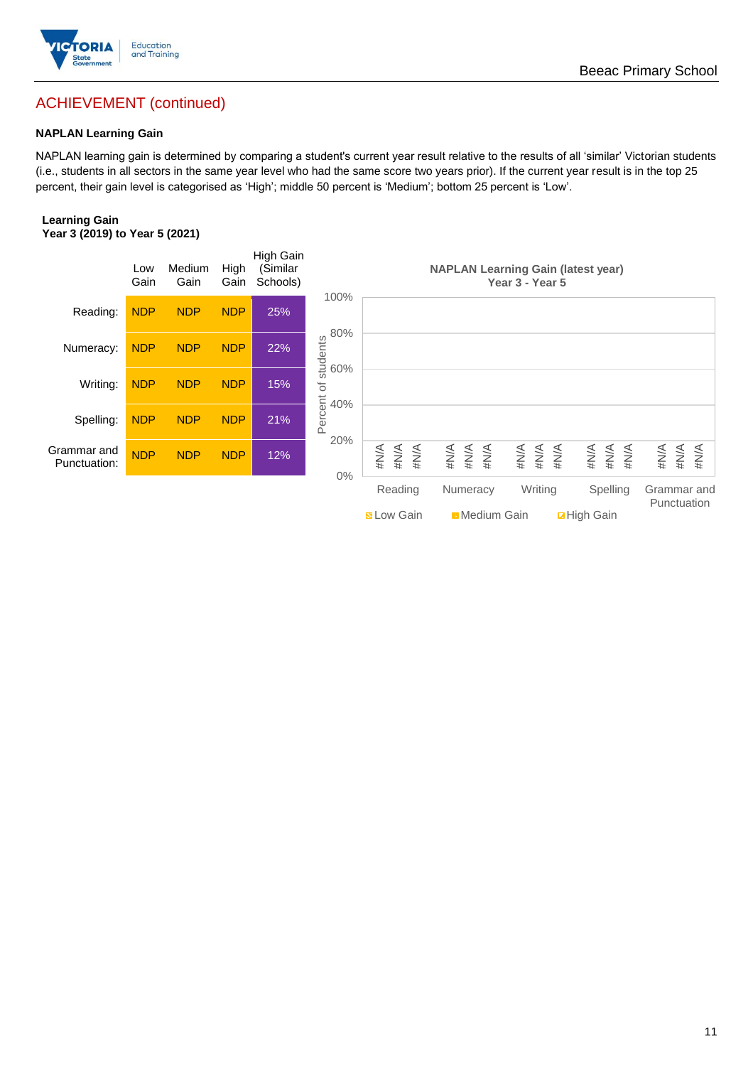## ACHIEVEMENT (continued)

### NAPLAN Learning Gain

NAPLAN learning gain is determined by comparing a student's current year result relative to the results of all 'similar' Victorian students (i.e., students in all sectors in the same year level who had the same score two years prior). If the current year result is in the top 25 percent, their gain level is categorised as 'High'; middle 50 percent is 'Medium'; bottom 25 percent is 'Low'.

**Learning Gain**
**Year 3 (2019) to Year 5 (2021)**

| | Low Gain | Medium Gain | High Gain | High Gain (Similar Schools) |
|---|---|---|---|---|
| Reading: | NDP | NDP | NDP | 25% |
| Numeracy: | NDP | NDP | NDP | 22% |
| Writing: | NDP | NDP | NDP | 15% |
| Spelling: | NDP | NDP | NDP | 21% |
| Grammar and Punctuation: | NDP | NDP | NDP | 12% |

**NAPLAN Learning Gain (latest year)**
**Year 3 - Year 5**

| | Low Gain | Medium Gain | High Gain |
|---|---|---|---|
| Reading | #N/A | #N/A | #N/A |
| Numeracy | #N/A | #N/A | #N/A |
| Writing | #N/A | #N/A | #N/A |
| Spelling | #N/A | #N/A | #N/A |
| Grammar and Punctuation | #N/A | #N/A | #N/A |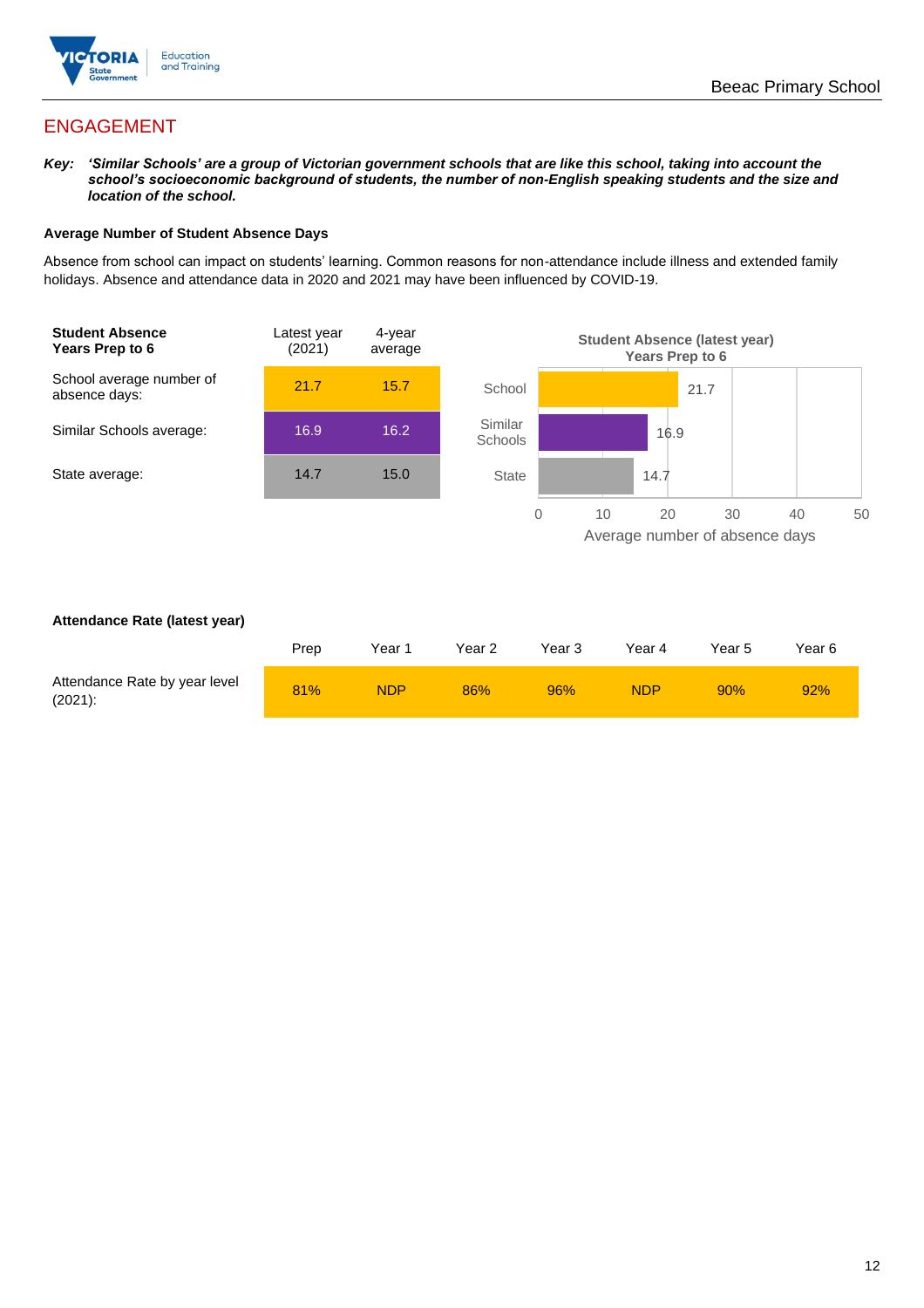## ENGAGEMENT

***Key:*** ***'Similar Schools' are a group of Victorian government schools that are like this school, taking into account the school's socioeconomic background of students, the number of non-English speaking students and the size and location of the school.***

**Average Number of Student Absence Days**

Absence from school can impact on students' learning. Common reasons for non-attendance include illness and extended family holidays. Absence and attendance data in 2020 and 2021 may have been influenced by COVID-19.

| **Student Absence Years Prep to 6** | Latest year (2021) | 4-year average |
|---|---|---|
| School average number of absence days: | 21.7 | 15.7 |
| Similar Schools average: | 16.9 | 16.2 |
| State average: | 14.7 | 15.0 |

**Student Absence (latest year) Years Prep to 6**

| | Average number of absence days |
|---|---|
| School | 21.7 |
| Similar Schools | 16.9 |
| State | 14.7 |

**Attendance Rate (latest year)**

| | Prep | Year 1 | Year 2 | Year 3 | Year 4 | Year 5 | Year 6 |
|---|---|---|---|---|---|---|---|
| Attendance Rate by year level (2021): | 81% | NDP | 86% | 96% | NDP | 90% | 92% |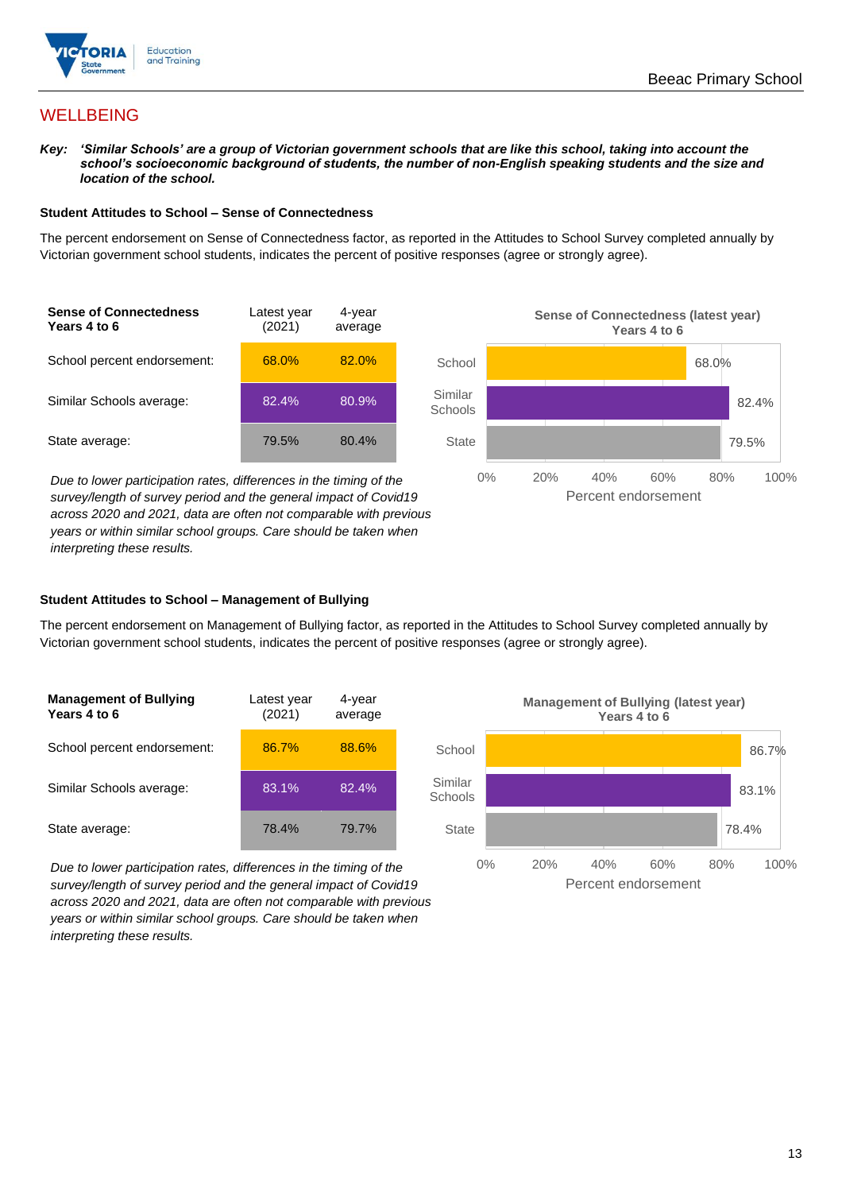## WELLBEING

***Key:*** ***'Similar Schools' are a group of Victorian government schools that are like this school, taking into account the school's socioeconomic background of students, the number of non-English speaking students and the size and location of the school.***

### Student Attitudes to School – Sense of Connectedness

The percent endorsement on Sense of Connectedness factor, as reported in the Attitudes to School Survey completed annually by Victorian government school students, indicates the percent of positive responses (agree or strongly agree).

| Sense of Connectedness Years 4 to 6 | Latest year (2021) | 4-year average |
|---|---|---|
| School percent endorsement: | 68.0% | 82.0% |
| Similar Schools average: | 82.4% | 80.9% |
| State average: | 79.5% | 80.4% |

*Due to lower participation rates, differences in the timing of the survey/length of survey period and the general impact of Covid19 across 2020 and 2021, data are often not comparable with previous years or within similar school groups. Care should be taken when interpreting these results.*

**Sense of Connectedness (latest year) Years 4 to 6**

| | Percent endorsement |
|---|---|
| School | 68.0% |
| Similar Schools | 82.4% |
| State | 79.5% |

### Student Attitudes to School – Management of Bullying

The percent endorsement on Management of Bullying factor, as reported in the Attitudes to School Survey completed annually by Victorian government school students, indicates the percent of positive responses (agree or strongly agree).

| Management of Bullying Years 4 to 6 | Latest year (2021) | 4-year average |
|---|---|---|
| School percent endorsement: | 86.7% | 88.6% |
| Similar Schools average: | 83.1% | 82.4% |
| State average: | 78.4% | 79.7% |

*Due to lower participation rates, differences in the timing of the survey/length of survey period and the general impact of Covid19 across 2020 and 2021, data are often not comparable with previous years or within similar school groups. Care should be taken when interpreting these results.*

**Management of Bullying (latest year) Years 4 to 6**

| | Percent endorsement |
|---|---|
| School | 86.7% |
| Similar Schools | 83.1% |
| State | 78.4% |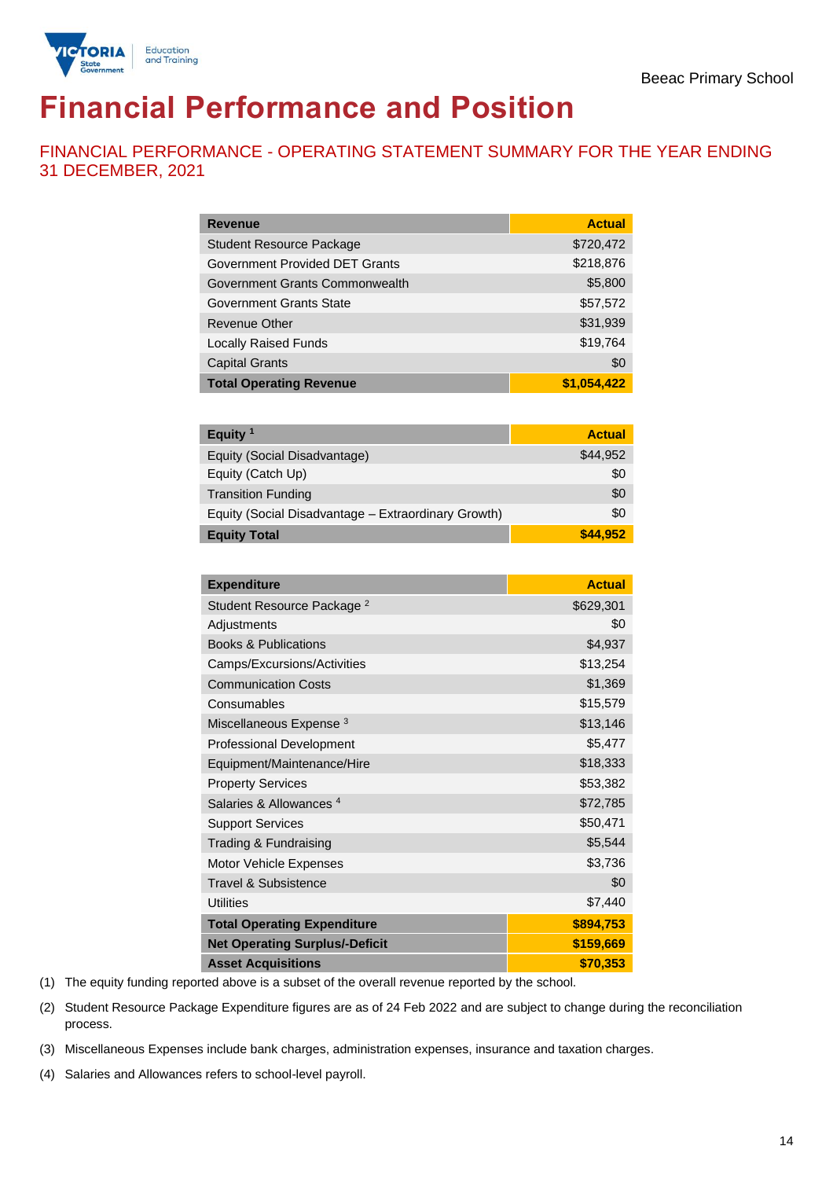Beeac Primary School

# Financial Performance and Position

## FINANCIAL PERFORMANCE - OPERATING STATEMENT SUMMARY FOR THE YEAR ENDING 31 DECEMBER, 2021

| Revenue | Actual |
|---|---|
| Student Resource Package | $720,472 |
| Government Provided DET Grants | $218,876 |
| Government Grants Commonwealth | $5,800 |
| Government Grants State | $57,572 |
| Revenue Other | $31,939 |
| Locally Raised Funds | $19,764 |
| Capital Grants | $0 |
| **Total Operating Revenue** | **$1,054,422** |

| Equity [1] | Actual |
|---|---|
| Equity (Social Disadvantage) | $44,952 |
| Equity (Catch Up) | $0 |
| Transition Funding | $0 |
| Equity (Social Disadvantage – Extraordinary Growth) | $0 |
| **Equity Total** | **$44,952** |

| Expenditure | Actual |
|---|---|
| Student Resource Package [2] | $629,301 |
| Adjustments | $0 |
| Books & Publications | $4,937 |
| Camps/Excursions/Activities | $13,254 |
| Communication Costs | $1,369 |
| Consumables | $15,579 |
| Miscellaneous Expense [3] | $13,146 |
| Professional Development | $5,477 |
| Equipment/Maintenance/Hire | $18,333 |
| Property Services | $53,382 |
| Salaries & Allowances [4] | $72,785 |
| Support Services | $50,471 |
| Trading & Fundraising | $5,544 |
| Motor Vehicle Expenses | $3,736 |
| Travel & Subsistence | $0 |
| Utilities | $7,440 |
| **Total Operating Expenditure** | **$894,753** |
| **Net Operating Surplus/-Deficit** | **$159,669** |
| **Asset Acquisitions** | **$70,353** |

(1) The equity funding reported above is a subset of the overall revenue reported by the school.

(2) Student Resource Package Expenditure figures are as of 24 Feb 2022 and are subject to change during the reconciliation process.

(3) Miscellaneous Expenses include bank charges, administration expenses, insurance and taxation charges.

(4) Salaries and Allowances refers to school-level payroll.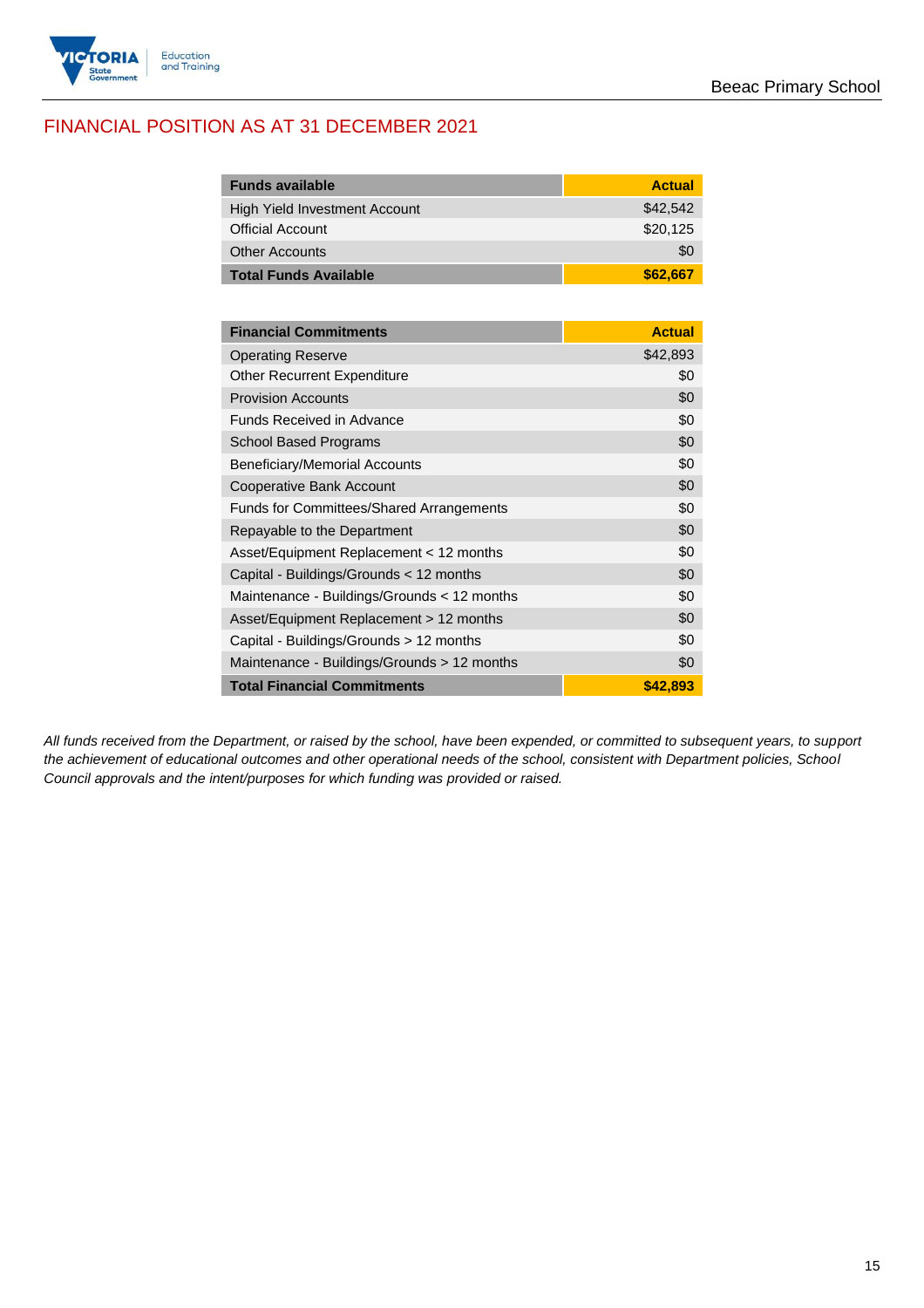# FINANCIAL POSITION AS AT 31 DECEMBER 2021

| Funds available | Actual |
|---|---|
| High Yield Investment Account | $42,542 |
| Official Account | $20,125 |
| Other Accounts | $0 |
| **Total Funds Available** | **$62,667** |

| Financial Commitments | Actual |
|---|---|
| Operating Reserve | $42,893 |
| Other Recurrent Expenditure | $0 |
| Provision Accounts | $0 |
| Funds Received in Advance | $0 |
| School Based Programs | $0 |
| Beneficiary/Memorial Accounts | $0 |
| Cooperative Bank Account | $0 |
| Funds for Committees/Shared Arrangements | $0 |
| Repayable to the Department | $0 |
| Asset/Equipment Replacement < 12 months | $0 |
| Capital - Buildings/Grounds < 12 months | $0 |
| Maintenance - Buildings/Grounds < 12 months | $0 |
| Asset/Equipment Replacement > 12 months | $0 |
| Capital - Buildings/Grounds > 12 months | $0 |
| Maintenance - Buildings/Grounds > 12 months | $0 |
| **Total Financial Commitments** | **$42,893** |

*All funds received from the Department, or raised by the school, have been expended, or committed to subsequent years, to support the achievement of educational outcomes and other operational needs of the school, consistent with Department policies, School Council approvals and the intent/purposes for which funding was provided or raised.*